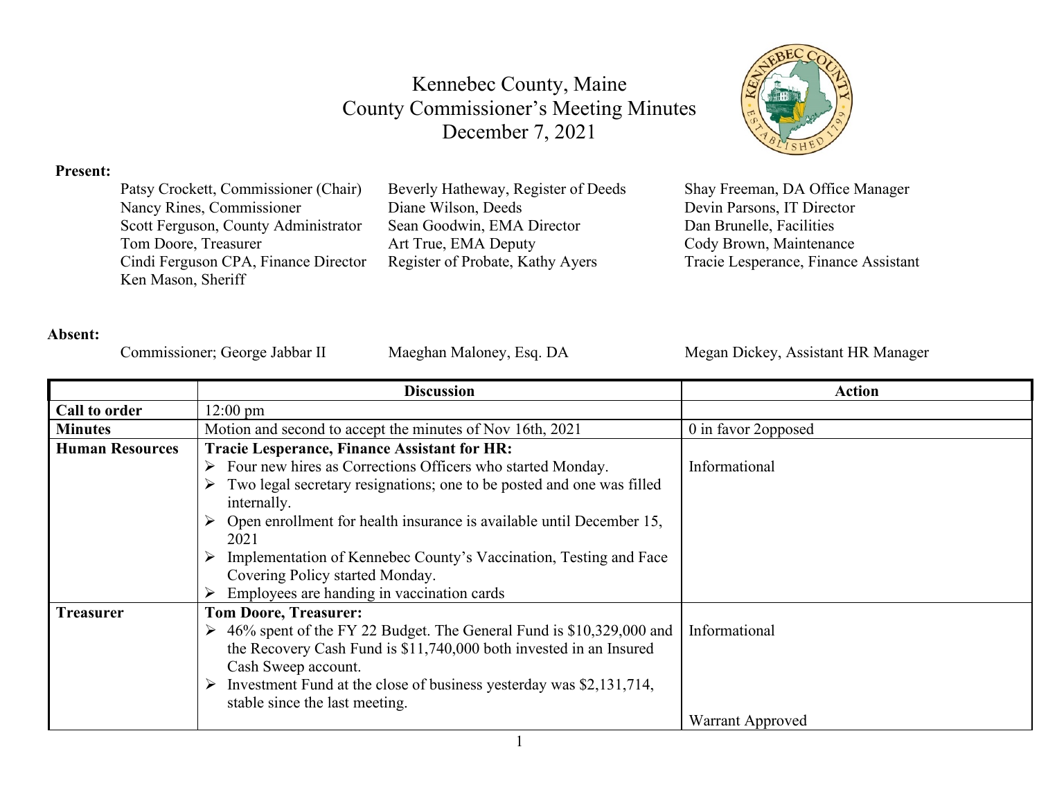# Kennebec County, Maine
## County Commissioner's Meeting Minutes
## December 7, 2021

**Present:**

Patsy Crockett, Commissioner (Chair)
Nancy Rines, Commissioner
Scott Ferguson, County Administrator
Tom Doore, Treasurer
Cindi Ferguson CPA, Finance Director
Ken Mason, Sheriff
Beverly Hatheway, Register of Deeds
Diane Wilson, Deeds
Sean Goodwin, EMA Director
Art True, EMA Deputy
Register of Probate, Kathy Ayers
Shay Freeman, DA Office Manager
Devin Parsons, IT Director
Dan Brunelle, Facilities
Cody Brown, Maintenance
Tracie Lesperance, Finance Assistant

**Absent:**

Commissioner; George Jabbar II
Maeghan Maloney, Esq. DA
Megan Dickey, Assistant HR Manager

| | Discussion | Action |
|---|---|---|
| **Call to order** | 12:00 pm | |
| **Minutes** | Motion and second to accept the minutes of Nov 16th, 2021 | 0 in favor 2opposed |
| **Human Resources** | **Tracie Lesperance, Finance Assistant for HR:**<br>➢ Four new hires as Corrections Officers who started Monday.<br>➢ Two legal secretary resignations; one to be posted and one was filled internally.<br>➢ Open enrollment for health insurance is available until December 15, 2021<br>➢ Implementation of Kennebec County's Vaccination, Testing and Face Covering Policy started Monday.<br>➢ Employees are handing in vaccination cards | Informational |
| **Treasurer** | **Tom Doore, Treasurer:**<br>➢ 46% spent of the FY 22 Budget. The General Fund is $10,329,000 and the Recovery Cash Fund is $11,740,000 both invested in an Insured Cash Sweep account.<br>➢ Investment Fund at the close of business yesterday was $2,131,714, stable since the last meeting. | Informational<br><br>Warrant Approved |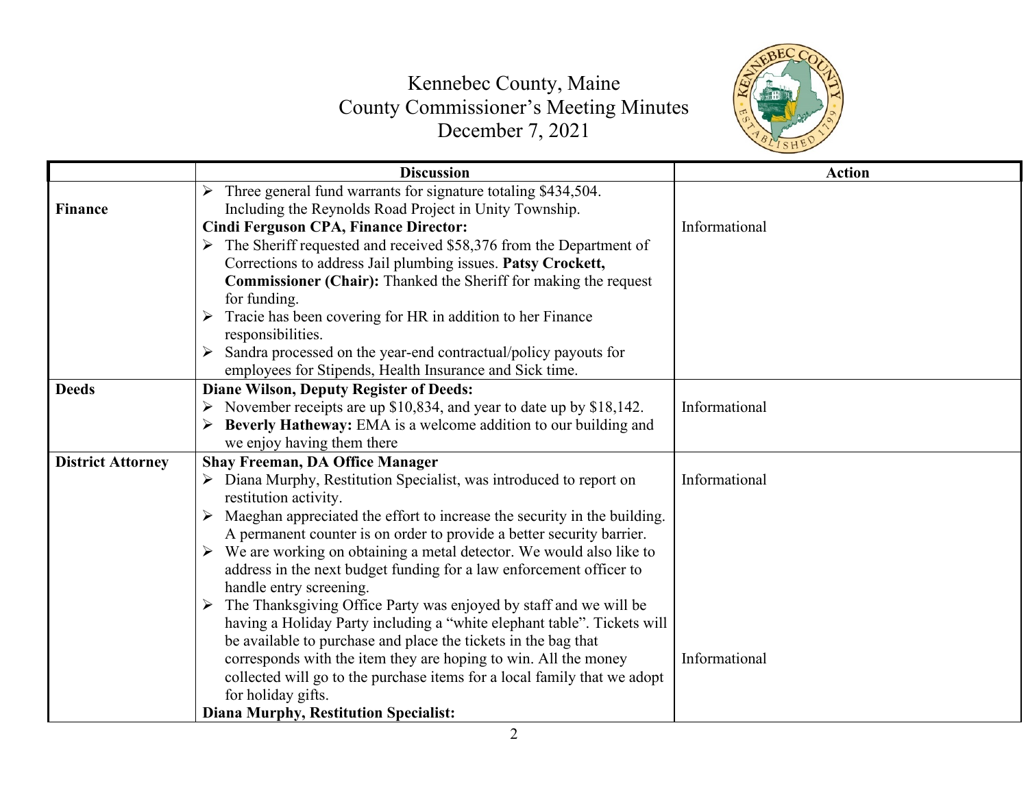# Kennebec County, Maine
## County Commissioner's Meeting Minutes
### December 7, 2021

| | Discussion | Action |
|---|---|---|
| **Finance** | ➢ Three general fund warrants for signature totaling $434,504. Including the Reynolds Road Project in Unity Township.<br>**Cindi Ferguson CPA, Finance Director:**<br>➢ The Sheriff requested and received $58,376 from the Department of Corrections to address Jail plumbing issues. **Patsy Crockett, Commissioner (Chair):** Thanked the Sheriff for making the request for funding.<br>➢ Tracie has been covering for HR in addition to her Finance responsibilities.<br>➢ Sandra processed on the year-end contractual/policy payouts for employees for Stipends, Health Insurance and Sick time. | Informational |
| **Deeds** | **Diane Wilson, Deputy Register of Deeds:**<br>➢ November receipts are up $10,834, and year to date up by $18,142.<br>➢ **Beverly Hatheway:** EMA is a welcome addition to our building and we enjoy having them there | Informational |
| **District Attorney** | **Shay Freeman, DA Office Manager**<br>➢ Diana Murphy, Restitution Specialist, was introduced to report on restitution activity.<br>➢ Maeghan appreciated the effort to increase the security in the building. A permanent counter is on order to provide a better security barrier.<br>➢ We are working on obtaining a metal detector. We would also like to address in the next budget funding for a law enforcement officer to handle entry screening.<br>➢ The Thanksgiving Office Party was enjoyed by staff and we will be having a Holiday Party including a "white elephant table". Tickets will be available to purchase and place the tickets in the bag that corresponds with the item they are hoping to win. All the money collected will go to the purchase items for a local family that we adopt for holiday gifts.<br>**Diana Murphy, Restitution Specialist:** | Informational<br><br>Informational |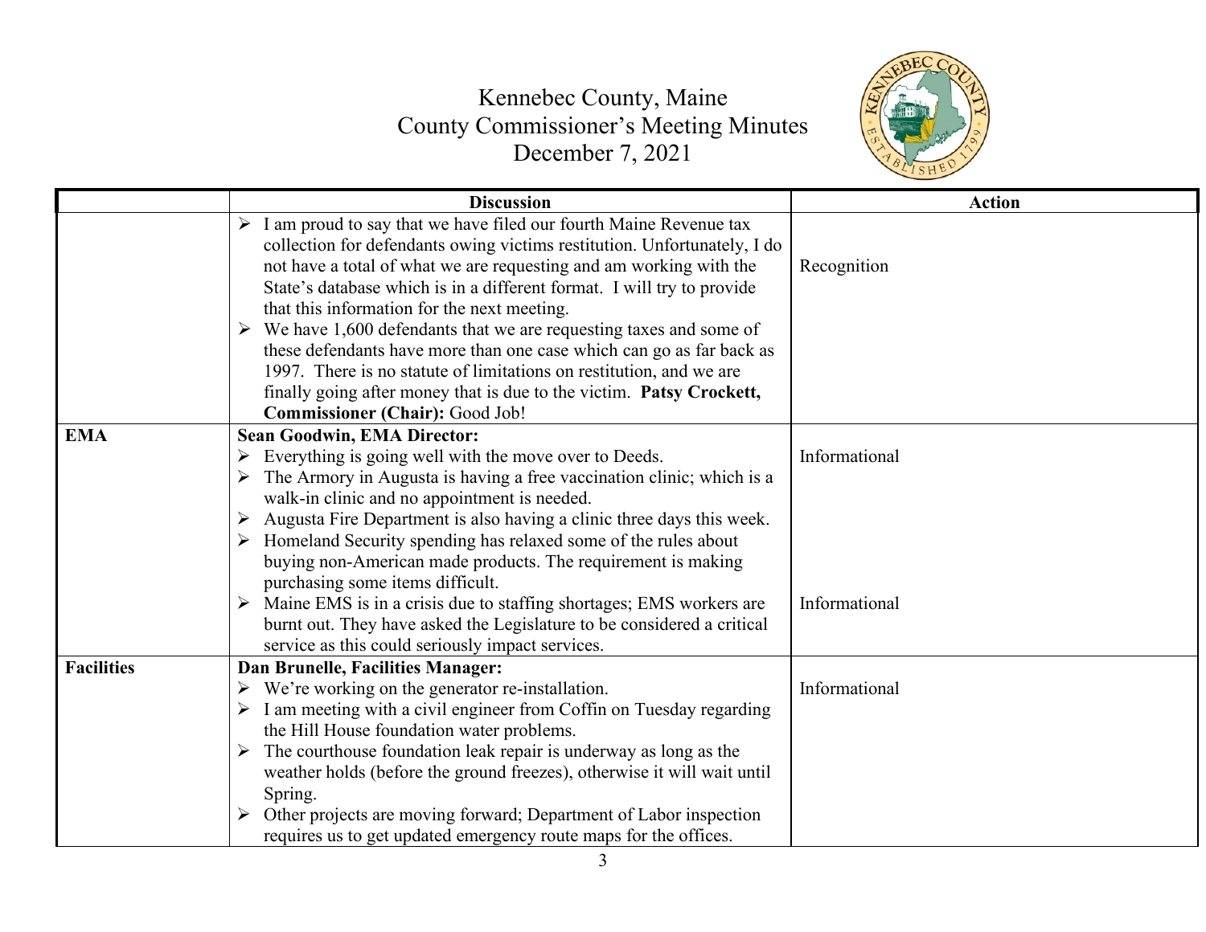Kennebec County, Maine
County Commissioner's Meeting Minutes
December 7, 2021

| | Discussion | Action |
|---|---|---|
| | ➢ I am proud to say that we have filed our fourth Maine Revenue tax collection for defendants owing victims restitution. Unfortunately, I do not have a total of what we are requesting and am working with the State's database which is in a different format. I will try to provide that this information for the next meeting.<br>➢ We have 1,600 defendants that we are requesting taxes and some of these defendants have more than one case which can go as far back as 1997. There is no statute of limitations on restitution, and we are finally going after money that is due to the victim. **Patsy Crockett, Commissioner (Chair):** Good Job! | Recognition |
| **EMA** | **Sean Goodwin, EMA Director:**<br>➢ Everything is going well with the move over to Deeds.<br>➢ The Armory in Augusta is having a free vaccination clinic; which is a walk-in clinic and no appointment is needed.<br>➢ Augusta Fire Department is also having a clinic three days this week.<br>➢ Homeland Security spending has relaxed some of the rules about buying non-American made products. The requirement is making purchasing some items difficult.<br>➢ Maine EMS is in a crisis due to staffing shortages; EMS workers are burnt out. They have asked the Legislature to be considered a critical service as this could seriously impact services. | Informational<br><br>Informational |
| **Facilities** | **Dan Brunelle, Facilities Manager:**<br>➢ We're working on the generator re-installation.<br>➢ I am meeting with a civil engineer from Coffin on Tuesday regarding the Hill House foundation water problems.<br>➢ The courthouse foundation leak repair is underway as long as the weather holds (before the ground freezes), otherwise it will wait until Spring.<br>➢ Other projects are moving forward; Department of Labor inspection requires us to get updated emergency route maps for the offices. | Informational |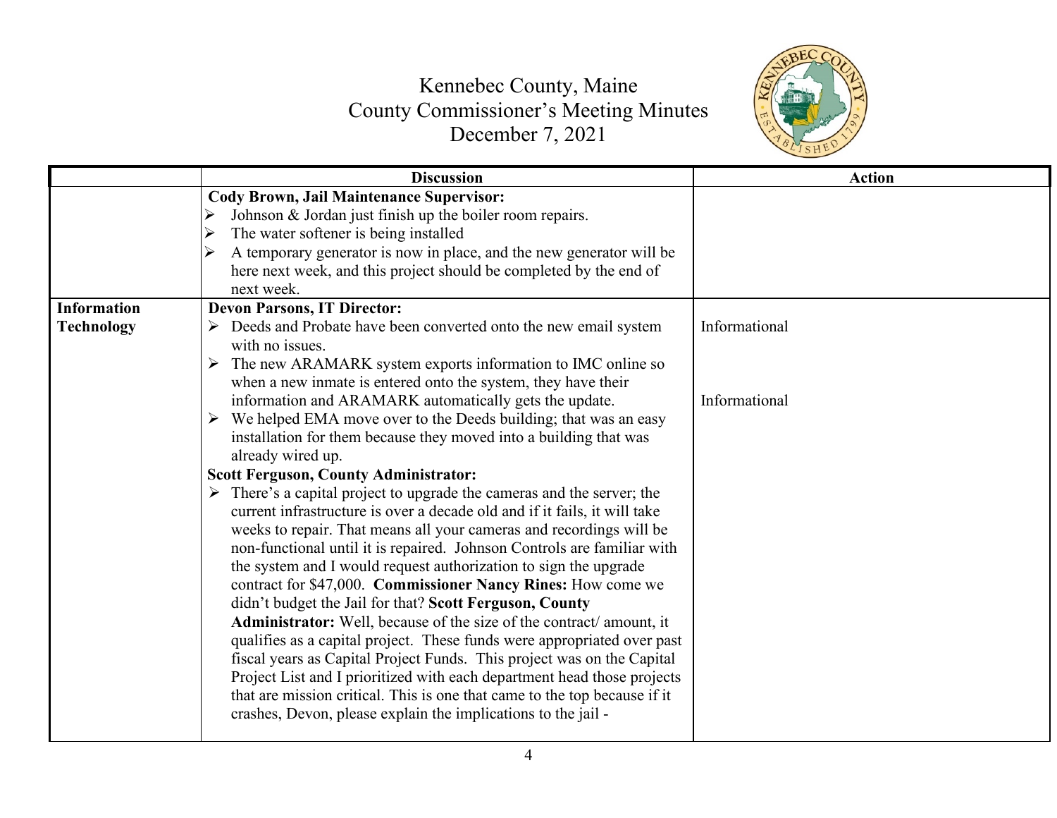# Kennebec County, Maine
## County Commissioner's Meeting Minutes
## December 7, 2021

| | Discussion | Action |
|---|---|---|
| | **Cody Brown, Jail Maintenance Supervisor:**<br>➢ Johnson & Jordan just finish up the boiler room repairs.<br>➢ The water softener is being installed<br>➢ A temporary generator is now in place, and the new generator will be here next week, and this project should be completed by the end of next week. | |
| **Information Technology** | **Devon Parsons, IT Director:**<br>➢ Deeds and Probate have been converted onto the new email system with no issues.<br>➢ The new ARAMARK system exports information to IMC online so when a new inmate is entered onto the system, they have their information and ARAMARK automatically gets the update.<br>➢ We helped EMA move over to the Deeds building; that was an easy installation for them because they moved into a building that was already wired up.<br>**Scott Ferguson, County Administrator:**<br>➢ There's a capital project to upgrade the cameras and the server; the current infrastructure is over a decade old and if it fails, it will take weeks to repair. That means all your cameras and recordings will be non-functional until it is repaired. Johnson Controls are familiar with the system and I would request authorization to sign the upgrade contract for $47,000. **Commissioner Nancy Rines:** How come we didn't budget the Jail for that? **Scott Ferguson, County Administrator:** Well, because of the size of the contract/ amount, it qualifies as a capital project. These funds were appropriated over past fiscal years as Capital Project Funds. This project was on the Capital Project List and I prioritized with each department head those projects that are mission critical. This is one that came to the top because if it crashes, Devon, please explain the implications to the jail - | Informational<br><br><br><br>Informational |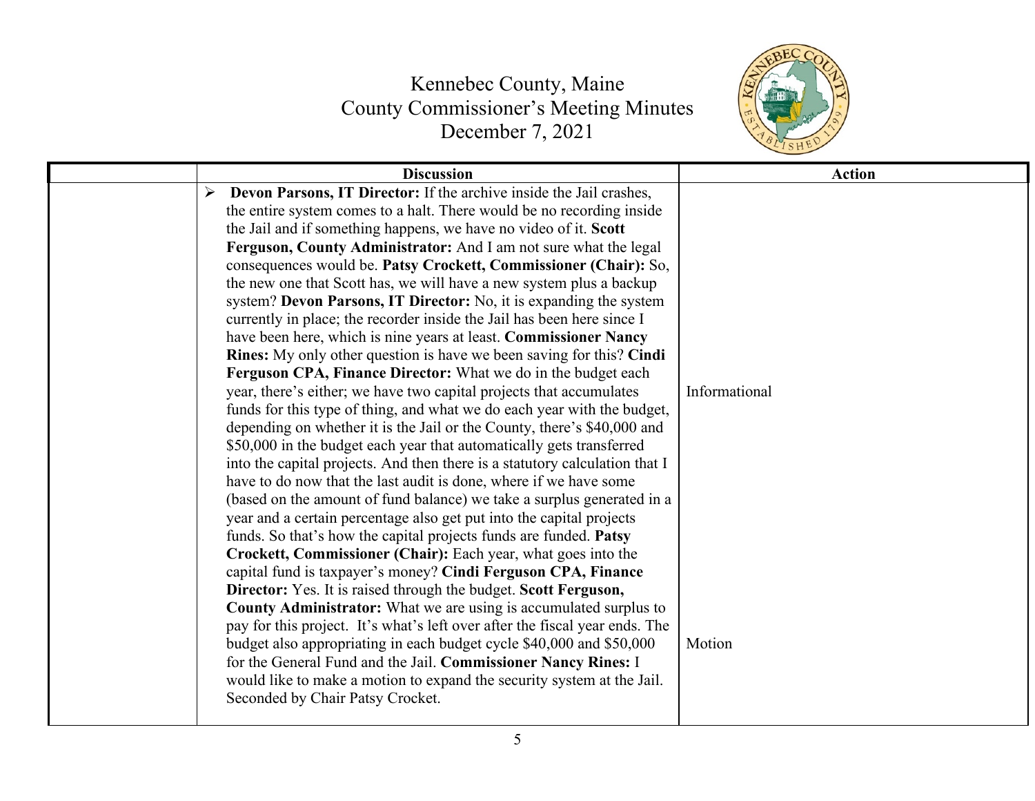Kennebec County, Maine
County Commissioner's Meeting Minutes
December 7, 2021

| | Discussion | Action |
|---|---|---|
| | ➢ **Devon Parsons, IT Director:** If the archive inside the Jail crashes, the entire system comes to a halt. There would be no recording inside the Jail and if something happens, we have no video of it. **Scott Ferguson, County Administrator:** And I am not sure what the legal consequences would be. **Patsy Crockett, Commissioner (Chair):** So, the new one that Scott has, we will have a new system plus a backup system? **Devon Parsons, IT Director:** No, it is expanding the system currently in place; the recorder inside the Jail has been here since I have been here, which is nine years at least. **Commissioner Nancy Rines:** My only other question is have we been saving for this? **Cindi Ferguson CPA, Finance Director:** What we do in the budget each year, there's either; we have two capital projects that accumulates funds for this type of thing, and what we do each year with the budget, depending on whether it is the Jail or the County, there's $40,000 and $50,000 in the budget each year that automatically gets transferred into the capital projects. And then there is a statutory calculation that I have to do now that the last audit is done, where if we have some (based on the amount of fund balance) we take a surplus generated in a year and a certain percentage also get put into the capital projects funds. So that's how the capital projects funds are funded. **Patsy Crockett, Commissioner (Chair):** Each year, what goes into the capital fund is taxpayer's money? **Cindi Ferguson CPA, Finance Director:** Yes. It is raised through the budget. **Scott Ferguson, County Administrator:** What we are using is accumulated surplus to pay for this project. It's what's left over after the fiscal year ends. The budget also appropriating in each budget cycle $40,000 and $50,000 for the General Fund and the Jail. **Commissioner Nancy Rines:** I would like to make a motion to expand the security system at the Jail. Seconded by Chair Patsy Crocket. | Informational<br><br>Motion |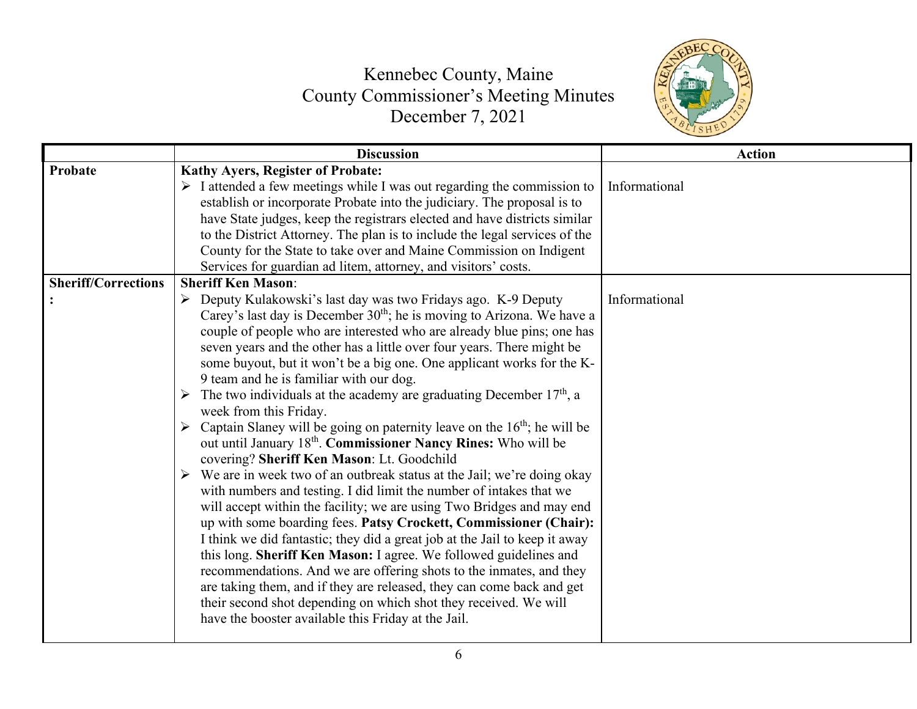# Kennebec County, Maine
## County Commissioner's Meeting Minutes
### December 7, 2021

| | Discussion | Action |
|---|---|---|
| **Probate** | **Kathy Ayers, Register of Probate:**<br>➢ I attended a few meetings while I was out regarding the commission to establish or incorporate Probate into the judiciary. The proposal is to have State judges, keep the registrars elected and have districts similar to the District Attorney. The plan is to include the legal services of the County for the State to take over and Maine Commission on Indigent Services for guardian ad litem, attorney, and visitors' costs. | Informational |
| **Sheriff/Corrections:** | **Sheriff Ken Mason**:<br>➢ Deputy Kulakowski's last day was two Fridays ago. K-9 Deputy Carey's last day is December 30th; he is moving to Arizona. We have a couple of people who are interested who are already blue pins; one has seven years and the other has a little over four years. There might be some buyout, but it won't be a big one. One applicant works for the K-9 team and he is familiar with our dog.<br>➢ The two individuals at the academy are graduating December 17th, a week from this Friday.<br>➢ Captain Slaney will be going on paternity leave on the 16th; he will be out until January 18th. **Commissioner Nancy Rines:** Who will be covering? **Sheriff Ken Mason**: Lt. Goodchild<br>➢ We are in week two of an outbreak status at the Jail; we're doing okay with numbers and testing. I did limit the number of intakes that we will accept within the facility; we are using Two Bridges and may end up with some boarding fees. **Patsy Crockett, Commissioner (Chair):** I think we did fantastic; they did a great job at the Jail to keep it away this long. **Sheriff Ken Mason:** I agree. We followed guidelines and recommendations. And we are offering shots to the inmates, and they are taking them, and if they are released, they can come back and get their second shot depending on which shot they received. We will have the booster available this Friday at the Jail. | Informational |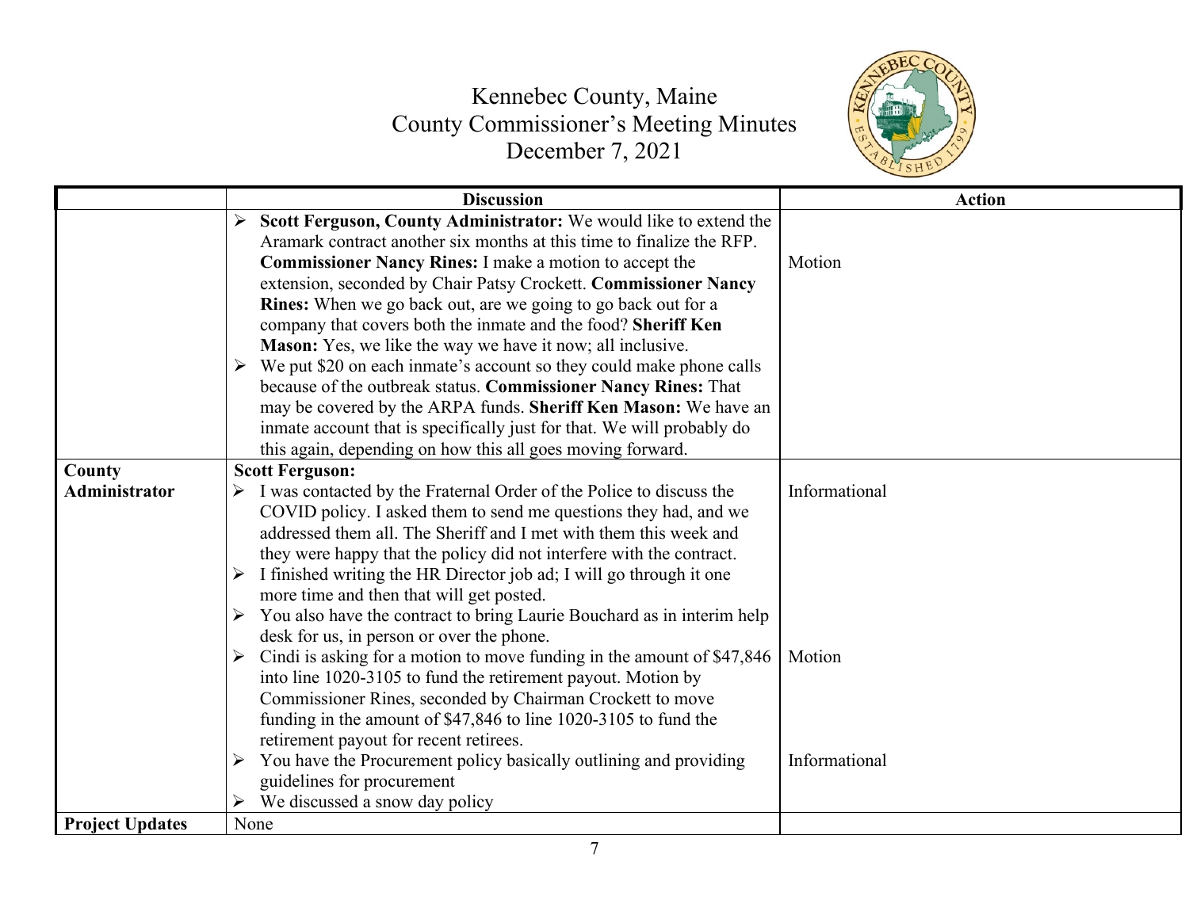# Kennebec County, Maine
# County Commissioner's Meeting Minutes
# December 7, 2021

| | Discussion | Action |
|---|---|---|
| | ➢ **Scott Ferguson, County Administrator:** We would like to extend the Aramark contract another six months at this time to finalize the RFP. **Commissioner Nancy Rines:** I make a motion to accept the extension, seconded by Chair Patsy Crockett. **Commissioner Nancy Rines:** When we go back out, are we going to go back out for a company that covers both the inmate and the food? **Sheriff Ken Mason:** Yes, we like the way we have it now; all inclusive.<br>➢ We put $20 on each inmate's account so they could make phone calls because of the outbreak status. **Commissioner Nancy Rines:** That may be covered by the ARPA funds. **Sheriff Ken Mason:** We have an inmate account that is specifically just for that. We will probably do this again, depending on how this all goes moving forward. | Motion |
| **County Administrator** | **Scott Ferguson:**<br>➢ I was contacted by the Fraternal Order of the Police to discuss the COVID policy. I asked them to send me questions they had, and we addressed them all. The Sheriff and I met with them this week and they were happy that the policy did not interfere with the contract.<br>➢ I finished writing the HR Director job ad; I will go through it one more time and then that will get posted.<br>➢ You also have the contract to bring Laurie Bouchard as in interim help desk for us, in person or over the phone.<br>➢ Cindi is asking for a motion to move funding in the amount of $47,846 into line 1020-3105 to fund the retirement payout. Motion by Commissioner Rines, seconded by Chairman Crockett to move funding in the amount of $47,846 to line 1020-3105 to fund the retirement payout for recent retirees.<br>➢ You have the Procurement policy basically outlining and providing guidelines for procurement<br>➢ We discussed a snow day policy | Informational<br><br>Motion<br><br>Informational |
| **Project Updates** | None | |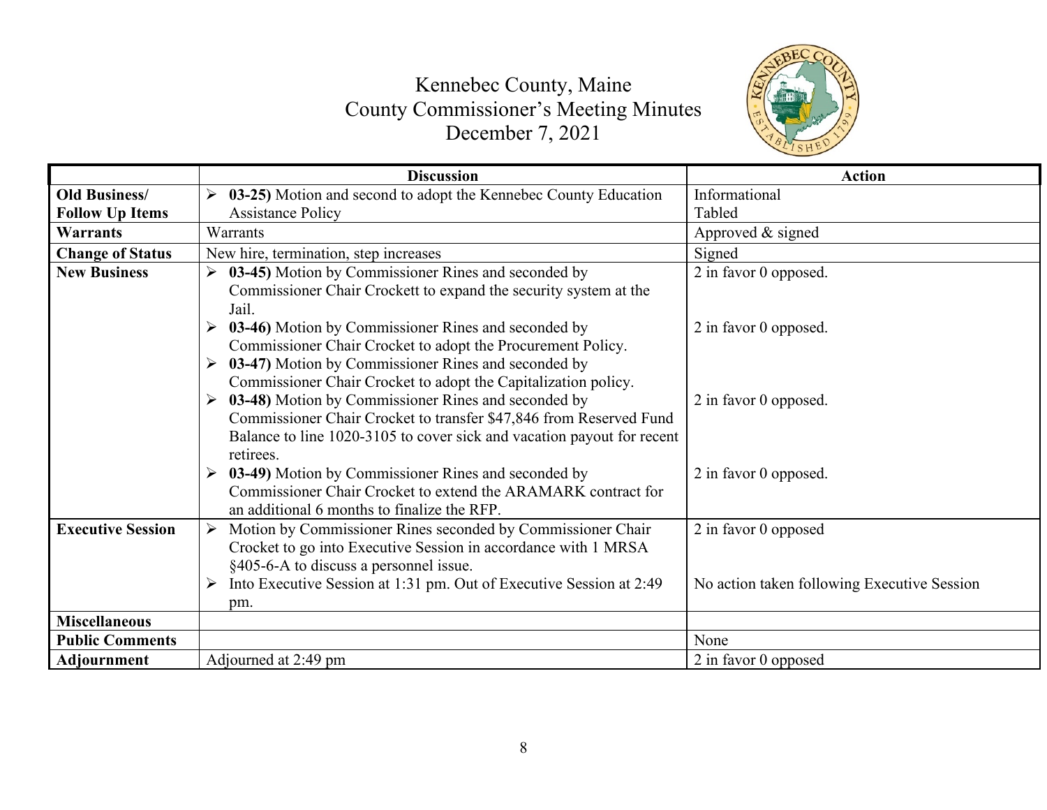Kennebec County, Maine
County Commissioner's Meeting Minutes
December 7, 2021

| | Discussion | Action |
|---|---|---|
| **Old Business/ Follow Up Items** | ➢ **03-25)** Motion and second to adopt the Kennebec County Education Assistance Policy | Informational<br>Tabled |
| **Warrants** | Warrants | Approved & signed |
| **Change of Status** | New hire, termination, step increases | Signed |
| **New Business** | ➢ **03-45)** Motion by Commissioner Rines and seconded by Commissioner Chair Crockett to expand the security system at the Jail.<br>➢ **03-46)** Motion by Commissioner Rines and seconded by Commissioner Chair Crocket to adopt the Procurement Policy.<br>➢ **03-47)** Motion by Commissioner Rines and seconded by Commissioner Chair Crocket to adopt the Capitalization policy.<br>➢ **03-48)** Motion by Commissioner Rines and seconded by Commissioner Chair Crocket to transfer $47,846 from Reserved Fund Balance to line 1020-3105 to cover sick and vacation payout for recent retirees.<br>➢ **03-49)** Motion by Commissioner Rines and seconded by Commissioner Chair Crocket to extend the ARAMARK contract for an additional 6 months to finalize the RFP. | 2 in favor 0 opposed.<br>2 in favor 0 opposed.<br>2 in favor 0 opposed.<br>2 in favor 0 opposed. |
| **Executive Session** | ➢ Motion by Commissioner Rines seconded by Commissioner Chair Crocket to go into Executive Session in accordance with 1 MRSA §405-6-A to discuss a personnel issue.<br>➢ Into Executive Session at 1:31 pm. Out of Executive Session at 2:49 pm. | 2 in favor 0 opposed<br>No action taken following Executive Session |
| **Miscellaneous** | | |
| **Public Comments** | | None |
| **Adjournment** | Adjourned at 2:49 pm | 2 in favor 0 opposed |